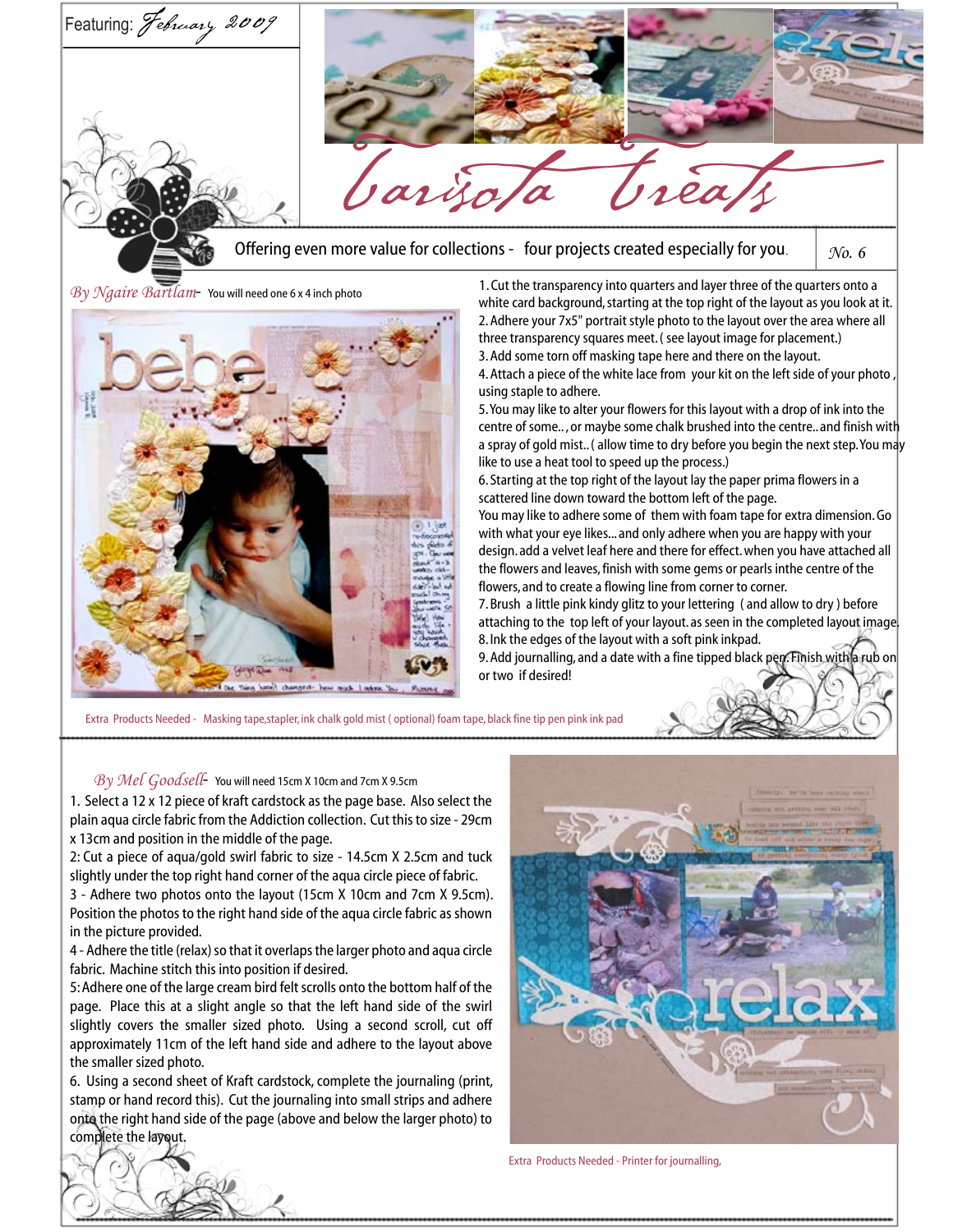Featuring: *February 2009*

# Bariseta treats

Offering even more value for collections - four projects created especially for you.

*No. 6*

*By Ngaire Bartlam* - You will need one 6 x 4 inch photo

1. Cut the transparency into quarters and layer three of the quarters onto a white card background, starting at the top right of the layout as you look at it.
2. Adhere your 7x5" portrait style photo to the layout over the area where all three transparency squares meet. ( see layout image for placement.)
3. Add some torn off masking tape here and there on the layout.
4. Attach a piece of the white lace from your kit on the left side of your photo , using staple to adhere.
5. You may like to alter your flowers for this layout with a drop of ink into the centre of some.. , or maybe some chalk brushed into the centre.. and finish with a spray of gold mist.. ( allow time to dry before you begin the next step. You may like to use a heat tool to speed up the process.)
6. Starting at the top right of the layout lay the paper prima flowers in a scattered line down toward the bottom left of the page.
You may like to adhere some of them with foam tape for extra dimension. Go with what your eye likes... and only adhere when you are happy with your design. add a velvet leaf here and there for effect. when you have attached all the flowers and leaves, finish with some gems or pearls inthe centre of the flowers, and to create a flowing line from corner to corner.
7. Brush a little pink kindy glitz to your lettering ( and allow to dry ) before attaching to the top left of your layout. as seen in the completed layout image.
8. Ink the edges of the layout with a soft pink inkpad.
9. Add journalling, and a date with a fine tipped black pen. Finish with a rub on or two if desired!

Extra Products Needed - Masking tape,stapler, ink chalk gold mist ( optional) foam tape, black fine tip pen pink ink pad

*By Mel Goodsell* - You will need 15cm X 10cm and 7cm X 9.5cm

1. Select a 12 x 12 piece of kraft cardstock as the page base. Also select the plain aqua circle fabric from the Addiction collection. Cut this to size - 29cm x 13cm and position in the middle of the page.
2: Cut a piece of aqua/gold swirl fabric to size - 14.5cm X 2.5cm and tuck slightly under the top right hand corner of the aqua circle piece of fabric.
3 - Adhere two photos onto the layout (15cm X 10cm and 7cm X 9.5cm). Position the photos to the right hand side of the aqua circle fabric as shown in the picture provided.
4 - Adhere the title (relax) so that it overlaps the larger photo and aqua circle fabric. Machine stitch this into position if desired.
5: Adhere one of the large cream bird felt scrolls onto the bottom half of the page. Place this at a slight angle so that the left hand side of the swirl slightly covers the smaller sized photo. Using a second scroll, cut off approximately 11cm of the left hand side and adhere to the layout above the smaller sized photo.
6. Using a second sheet of Kraft cardstock, complete the journaling (print, stamp or hand record this). Cut the journaling into small strips and adhere onto the right hand side of the page (above and below the larger photo) to complete the layout.

Extra Products Needed - Printer for journalling,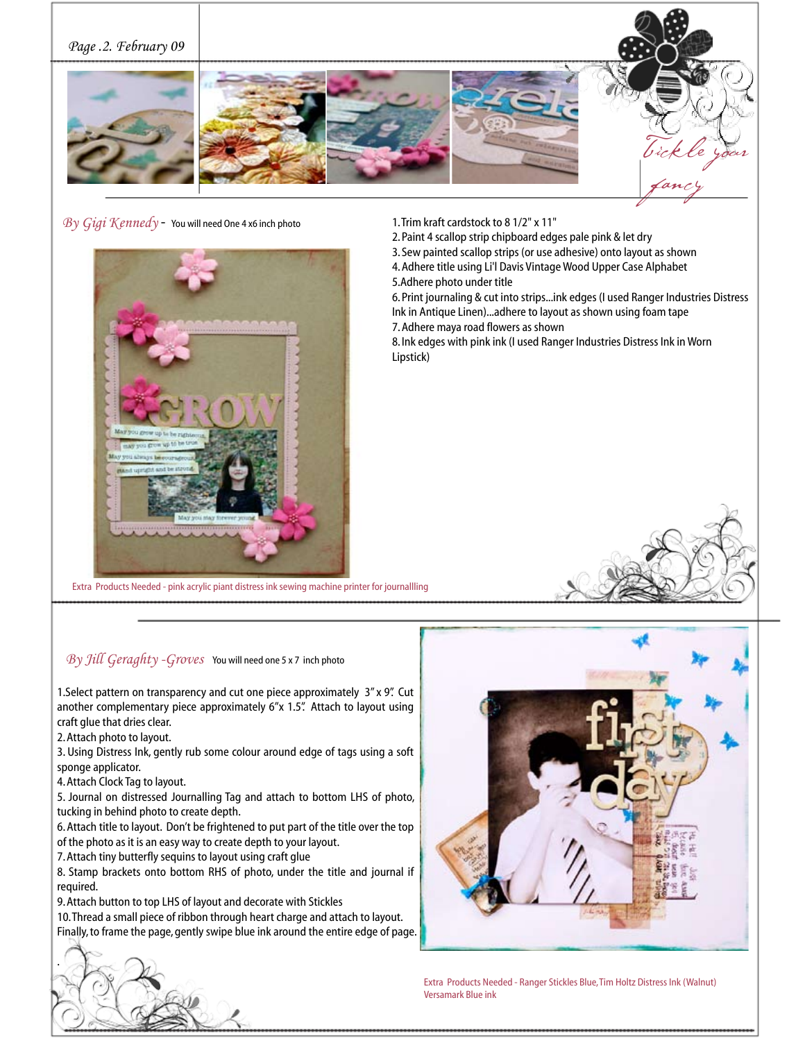# Tickle your fancy

## By Gigi Kennedy

You will need One 4 x6 inch photo

1. Trim kraft cardstock to 8 1/2" x 11"
2. Paint 4 scallop strip chipboard edges pale pink & let dry
3. Sew painted scallop strips (or use adhesive) onto layout as shown
4. Adhere title using Li'l Davis Vintage Wood Upper Case Alphabet
5. Adhere photo under title
6. Print journaling & cut into strips...ink edges (I used Ranger Industries Distress Ink in Antique Linen)...adhere to layout as shown using foam tape
7. Adhere maya road flowers as shown
8. Ink edges with pink ink (I used Ranger Industries Distress Ink in Worn Lipstick)

Extra Products Needed - pink acrylic piant distress ink sewing machine printer for journallling

## By Jill Geraghty -Groves

You will need one 5 x 7 inch photo

1. Select pattern on transparency and cut one piece approximately 3" x 9". Cut another complementary piece approximately 6"x 1.5". Attach to layout using craft glue that dries clear.
2. Attach photo to layout.
3. Using Distress Ink, gently rub some colour around edge of tags using a soft sponge applicator.
4. Attach Clock Tag to layout.
5. Journal on distressed Journalling Tag and attach to bottom LHS of photo, tucking in behind photo to create depth.
6. Attach title to layout. Don't be frightened to put part of the title over the top of the photo as it is an easy way to create depth to your layout.
7. Attach tiny butterfly sequins to layout using craft glue
8. Stamp brackets onto bottom RHS of photo, under the title and journal if required.
9. Attach button to top LHS of layout and decorate with Stickles
10. Thread a small piece of ribbon through heart charge and attach to layout.

Finally, to frame the page, gently swipe blue ink around the entire edge of page.

Extra Products Needed - Ranger Stickles Blue, Tim Holtz Distress Ink (Walnut) Versamark Blue ink